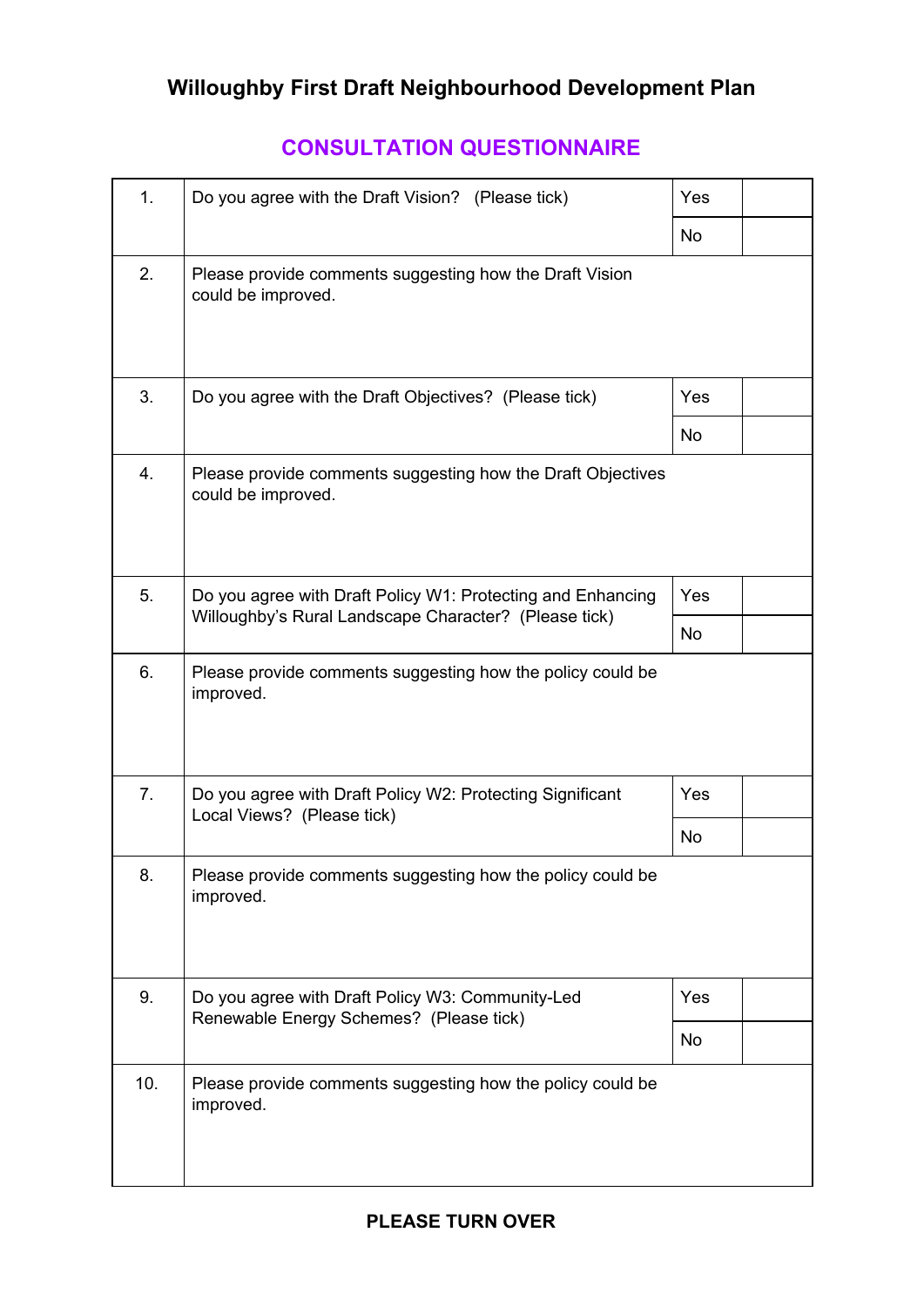# Willoughby First Draft Neighbourhood Development Plan

## CONSULTATION QUESTIONNAIRE

| | | | |
|---|---|---|---|
| 1. | Do you agree with the Draft Vision? (Please tick) | Yes | |
| | | No | |
| 2. | Please provide comments suggesting how the Draft Vision could be improved. | | |
| 3. | Do you agree with the Draft Objectives? (Please tick) | Yes | |
| | | No | |
| 4. | Please provide comments suggesting how the Draft Objectives could be improved. | | |
| 5. | Do you agree with Draft Policy W1: Protecting and Enhancing Willoughby's Rural Landscape Character? (Please tick) | Yes | |
| | | No | |
| 6. | Please provide comments suggesting how the policy could be improved. | | |
| 7. | Do you agree with Draft Policy W2: Protecting Significant Local Views? (Please tick) | Yes | |
| | | No | |
| 8. | Please provide comments suggesting how the policy could be improved. | | |
| 9. | Do you agree with Draft Policy W3: Community-Led Renewable Energy Schemes? (Please tick) | Yes | |
| | | No | |
| 10. | Please provide comments suggesting how the policy could be improved. | | |

**PLEASE TURN OVER**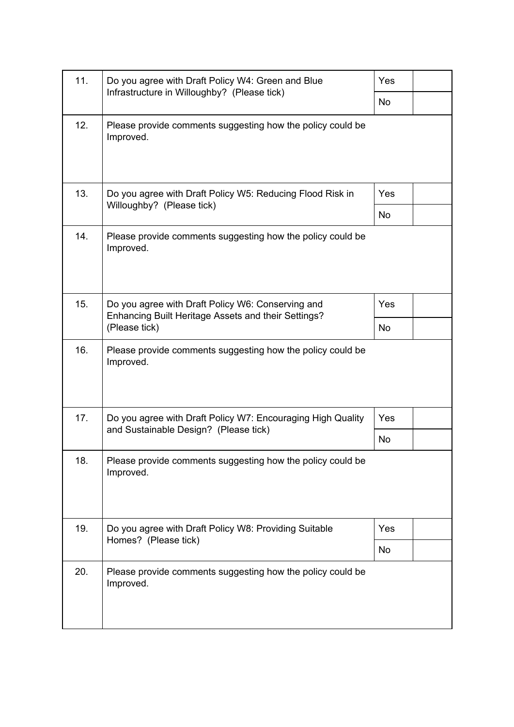| | | | |
|---|---|---|---|
| 11. | Do you agree with Draft Policy W4: Green and Blue Infrastructure in Willoughby? (Please tick) | Yes | |
| | | No | |
| 12. | Please provide comments suggesting how the policy could be Improved. | | |
| 13. | Do you agree with Draft Policy W5: Reducing Flood Risk in Willoughby? (Please tick) | Yes | |
| | | No | |
| 14. | Please provide comments suggesting how the policy could be Improved. | | |
| 15. | Do you agree with Draft Policy W6: Conserving and Enhancing Built Heritage Assets and their Settings? (Please tick) | Yes | |
| | | No | |
| 16. | Please provide comments suggesting how the policy could be Improved. | | |
| 17. | Do you agree with Draft Policy W7: Encouraging High Quality and Sustainable Design? (Please tick) | Yes | |
| | | No | |
| 18. | Please provide comments suggesting how the policy could be Improved. | | |
| 19. | Do you agree with Draft Policy W8: Providing Suitable Homes? (Please tick) | Yes | |
| | | No | |
| 20. | Please provide comments suggesting how the policy could be Improved. | | |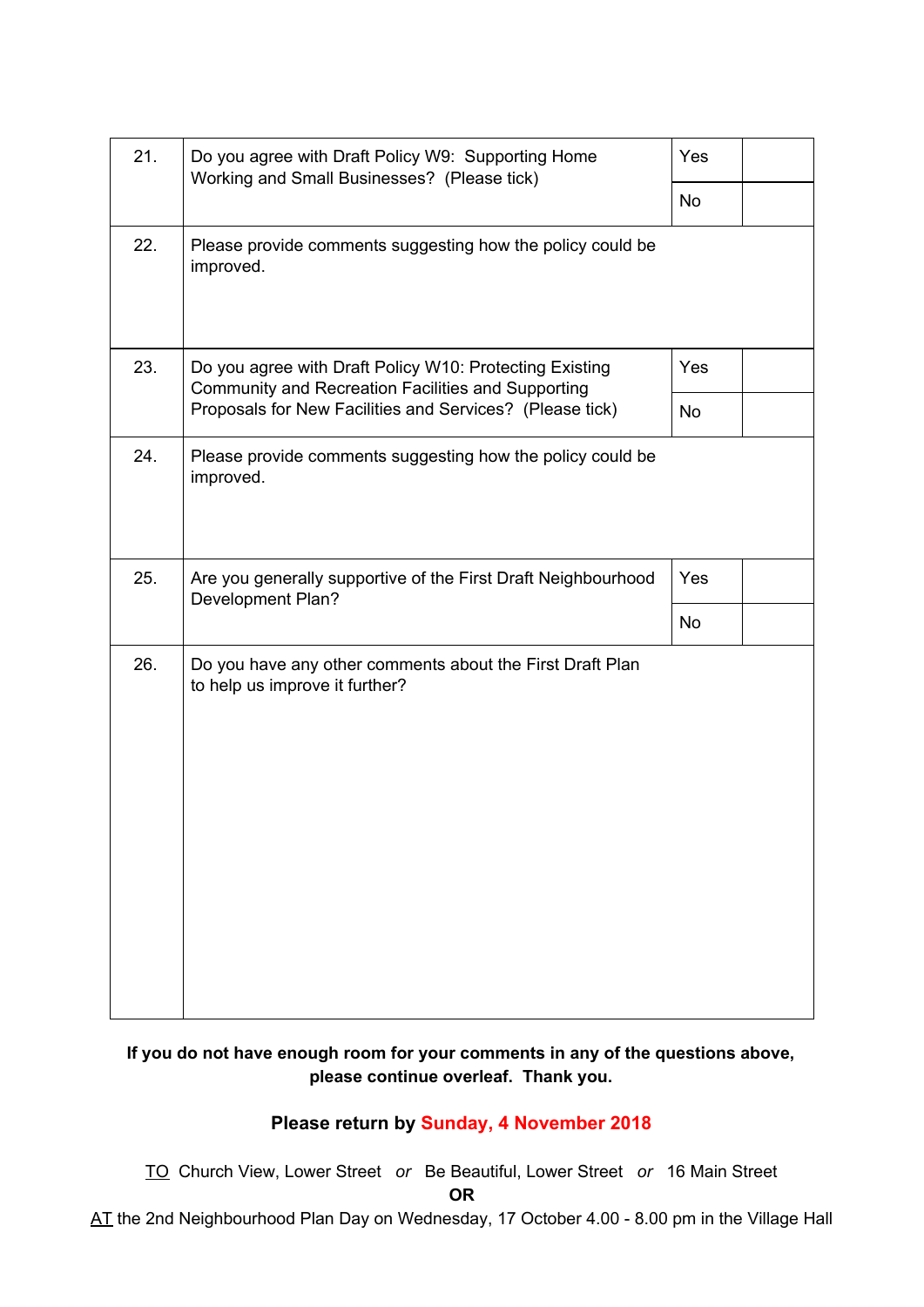| | | | |
|---|---|---|---|
| 21. | Do you agree with Draft Policy W9: Supporting Home Working and Small Businesses? (Please tick) | Yes | |
| | | No | |
| 22. | Please provide comments suggesting how the policy could be improved. | | |
| 23. | Do you agree with Draft Policy W10: Protecting Existing Community and Recreation Facilities and Supporting Proposals for New Facilities and Services? (Please tick) | Yes | |
| | | No | |
| 24. | Please provide comments suggesting how the policy could be improved. | | |
| 25. | Are you generally supportive of the First Draft Neighbourhood Development Plan? | Yes | |
| | | No | |
| 26. | Do you have any other comments about the First Draft Plan to help us improve it further? | | |

**If you do not have enough room for your comments in any of the questions above, please continue overleaf. Thank you.**

**Please return by Sunday, 4 November 2018**

TO Church View, Lower Street *or* Be Beautiful, Lower Street *or* 16 Main Street

**OR**

AT the 2nd Neighbourhood Plan Day on Wednesday, 17 October 4.00 - 8.00 pm in the Village Hall